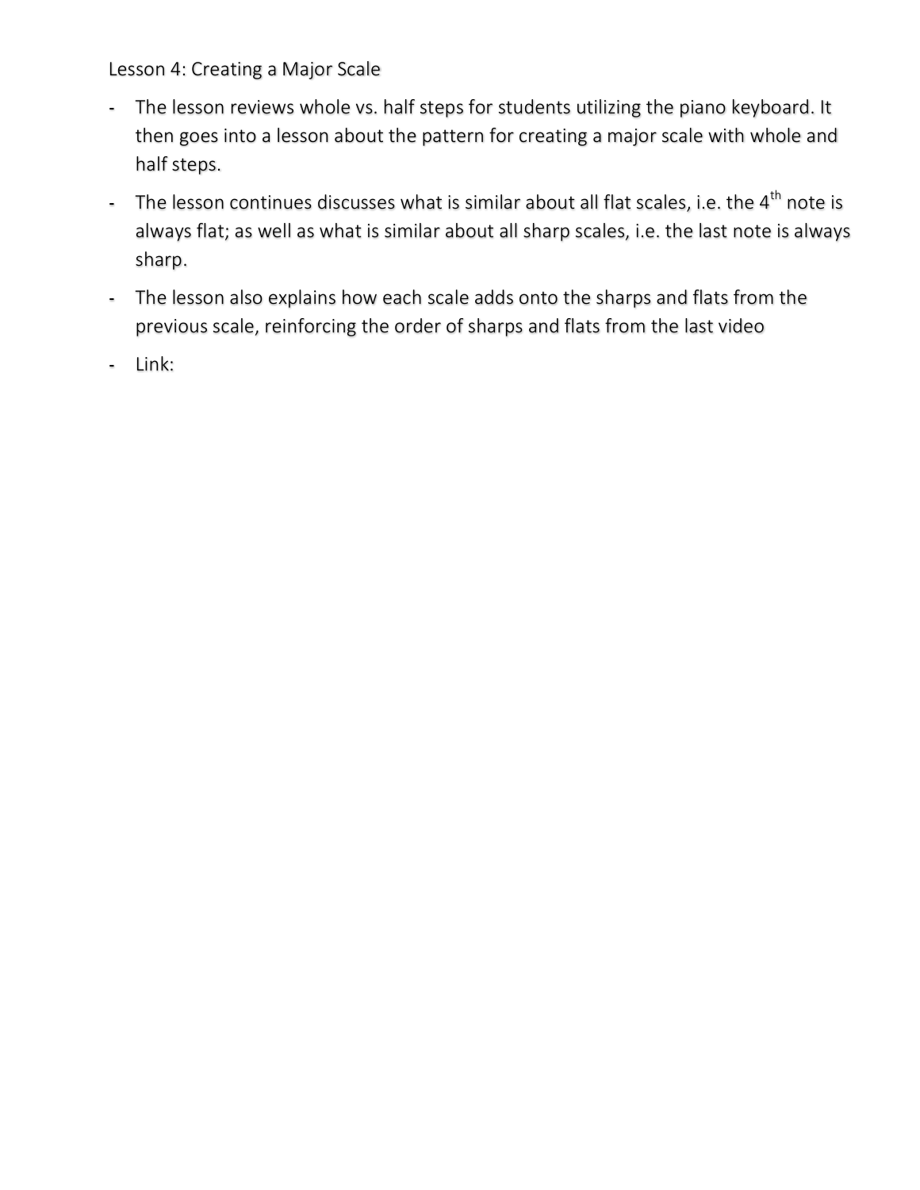Lesson 4: Creating a Major Scale

- The lesson reviews whole vs. half steps for students utilizing the piano keyboard. It then goes into a lesson about the pattern for creating a major scale with whole and half steps.
- The lesson continues discusses what is similar about all flat scales, i.e. the 4th note is always flat; as well as what is similar about all sharp scales, i.e. the last note is always sharp.
- The lesson also explains how each scale adds onto the sharps and flats from the previous scale, reinforcing the order of sharps and flats from the last video
- Link: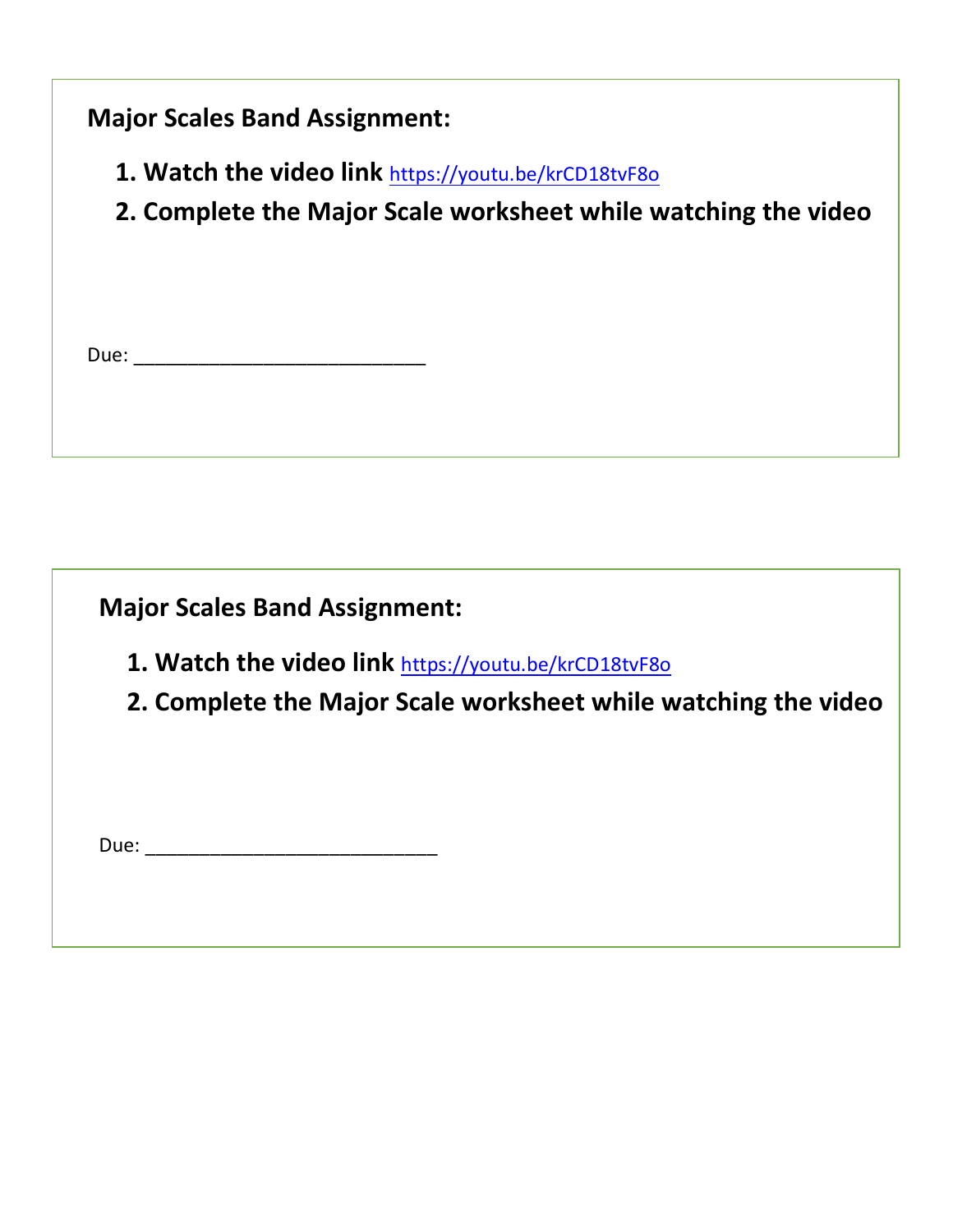**Major Scales Band Assignment:**

1. **Watch the video link** https://youtu.be/krCD18tvF8o
2. **Complete the Major Scale worksheet while watching the video**

Due: ___________________________

**Major Scales Band Assignment:**

1. **Watch the video link** https://youtu.be/krCD18tvF8o
2. **Complete the Major Scale worksheet while watching the video**

Due: ___________________________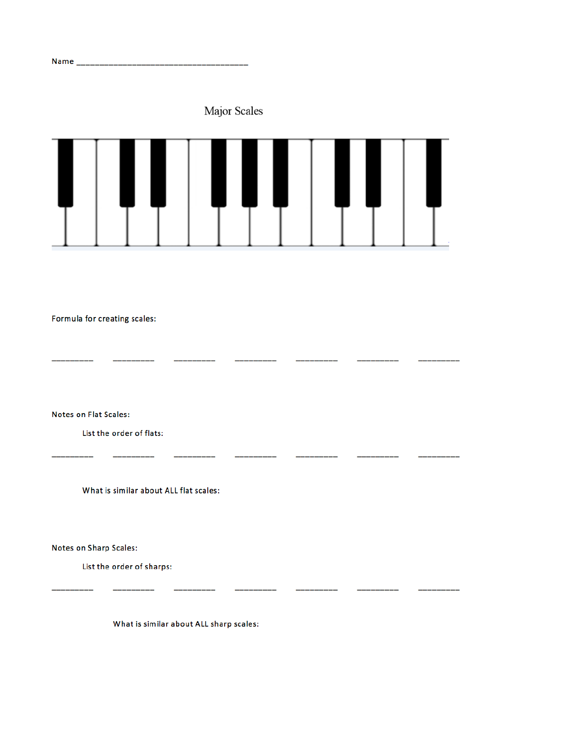Name ____________________________________

# Major Scales

Formula for creating scales:

_________ _________ _________ _________ _________ _________ _________

Notes on Flat Scales:

List the order of flats:

_________ _________ _________ _________ _________ _________ _________

What is similar about ALL flat scales:

Notes on Sharp Scales:

List the order of sharps:

_________ _________ _________ _________ _________ _________ _________

What is similar about ALL sharp scales: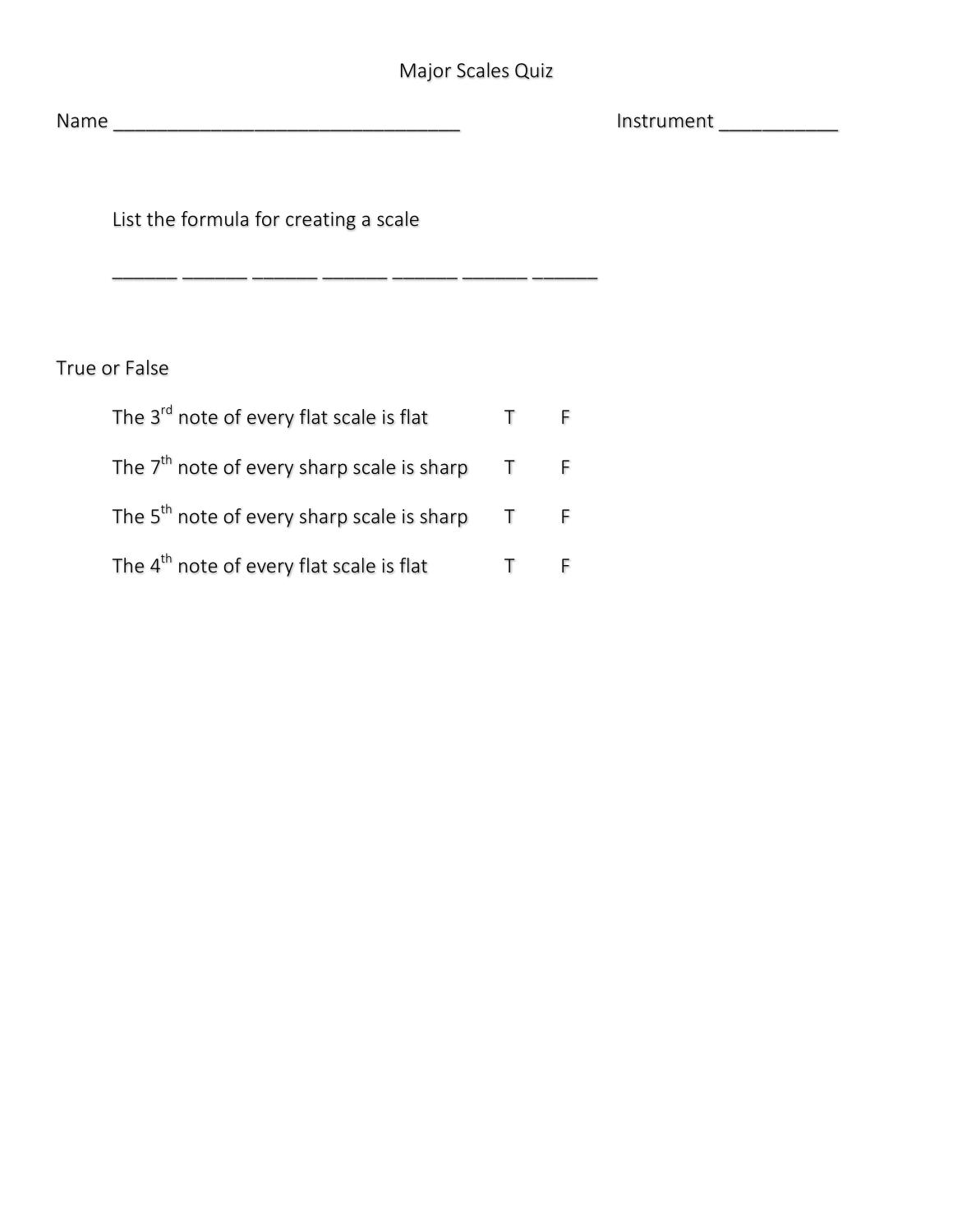Major Scales Quiz

Name ________________________________ Instrument ___________

List the formula for creating a scale

______ ______ ______ ______ ______ ______ ______

True or False

The 3rd note of every flat scale is flat T F

The 7th note of every sharp scale is sharp T F

The 5th note of every sharp scale is sharp T F

The 4th note of every flat scale is flat T F